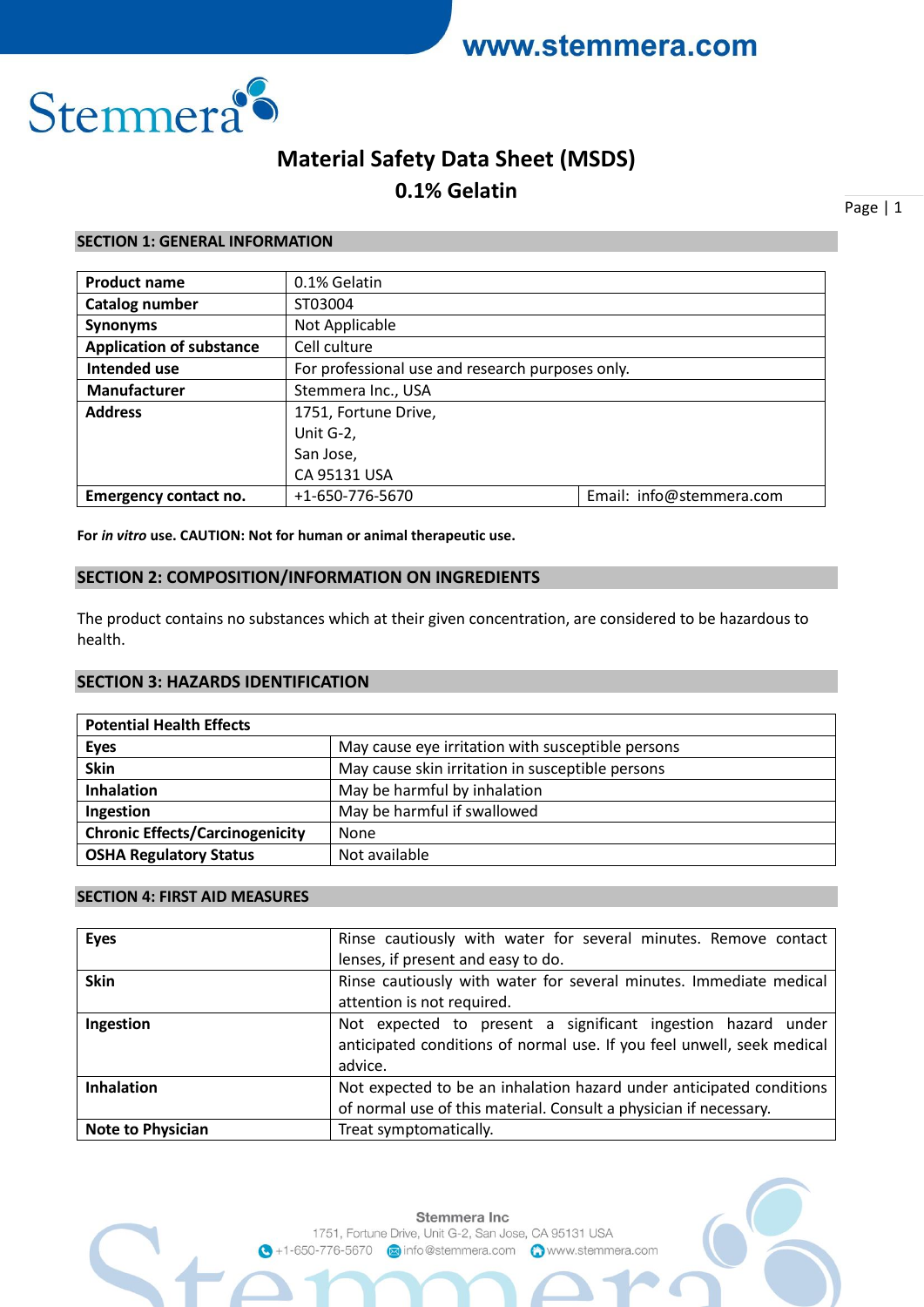# Material Safety Data Sheet (MSDS)

## 0.1% Gelatin

### SECTION 1: GENERAL INFORMATION

| | | |
|---|---|---|
| **Product name** | 0.1% Gelatin | |
| **Catalog number** | ST03004 | |
| **Synonyms** | Not Applicable | |
| **Application of substance** | Cell culture | |
| **Intended use** | For professional use and research purposes only. | |
| **Manufacturer** | Stemmera Inc., USA | |
| **Address** | 1751, Fortune Drive,<br>Unit G-2,<br>San Jose,<br>CA 95131 USA | |
| **Emergency contact no.** | +1-650-776-5670 | Email: info@stemmera.com |

**For *in vitro* use. CAUTION: Not for human or animal therapeutic use.**

### SECTION 2: COMPOSITION/INFORMATION ON INGREDIENTS

The product contains no substances which at their given concentration, are considered to be hazardous to health.

### SECTION 3: HAZARDS IDENTIFICATION

| **Potential Health Effects** | |
|---|---|
| **Eyes** | May cause eye irritation with susceptible persons |
| **Skin** | May cause skin irritation in susceptible persons |
| **Inhalation** | May be harmful by inhalation |
| **Ingestion** | May be harmful if swallowed |
| **Chronic Effects/Carcinogenicity** | None |
| **OSHA Regulatory Status** | Not available |

### SECTION 4: FIRST AID MEASURES

| | |
|---|---|
| **Eyes** | Rinse cautiously with water for several minutes. Remove contact lenses, if present and easy to do. |
| **Skin** | Rinse cautiously with water for several minutes. Immediate medical attention is not required. |
| **Ingestion** | Not expected to present a significant ingestion hazard under anticipated conditions of normal use. If you feel unwell, seek medical advice. |
| **Inhalation** | Not expected to be an inhalation hazard under anticipated conditions of normal use of this material. Consult a physician if necessary. |
| **Note to Physician** | Treat symptomatically. |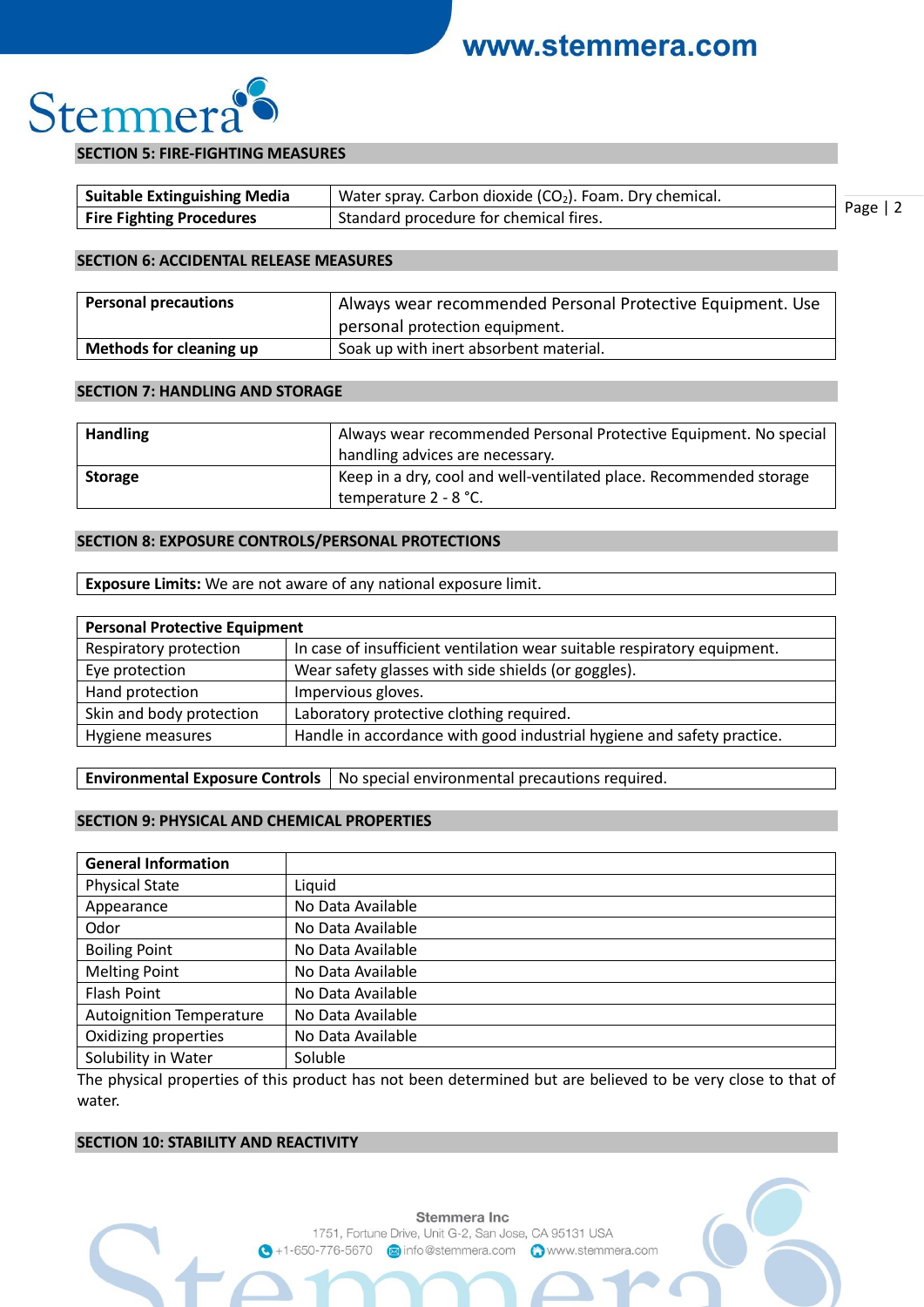## SECTION 5: FIRE-FIGHTING MEASURES

| | |
|---|---|
| **Suitable Extinguishing Media** | Water spray. Carbon dioxide ($CO_2$). Foam. Dry chemical. |
| **Fire Fighting Procedures** | Standard procedure for chemical fires. |

## SECTION 6: ACCIDENTAL RELEASE MEASURES

| | |
|---|---|
| **Personal precautions** | Always wear recommended Personal Protective Equipment. Use personal protection equipment. |
| **Methods for cleaning up** | Soak up with inert absorbent material. |

## SECTION 7: HANDLING AND STORAGE

| | |
|---|---|
| **Handling** | Always wear recommended Personal Protective Equipment. No special handling advices are necessary. |
| **Storage** | Keep in a dry, cool and well-ventilated place. Recommended storage temperature 2 - 8 °C. |

## SECTION 8: EXPOSURE CONTROLS/PERSONAL PROTECTIONS

**Exposure Limits:** We are not aware of any national exposure limit.

| **Personal Protective Equipment** | |
|---|---|
| Respiratory protection | In case of insufficient ventilation wear suitable respiratory equipment. |
| Eye protection | Wear safety glasses with side shields (or goggles). |
| Hand protection | Impervious gloves. |
| Skin and body protection | Laboratory protective clothing required. |
| Hygiene measures | Handle in accordance with good industrial hygiene and safety practice. |

| | |
|---|---|
| **Environmental Exposure Controls** | No special environmental precautions required. |

## SECTION 9: PHYSICAL AND CHEMICAL PROPERTIES

| **General Information** | |
|---|---|
| Physical State | Liquid |
| Appearance | No Data Available |
| Odor | No Data Available |
| Boiling Point | No Data Available |
| Melting Point | No Data Available |
| Flash Point | No Data Available |
| Autoignition Temperature | No Data Available |
| Oxidizing properties | No Data Available |
| Solubility in Water | Soluble |

The physical properties of this product has not been determined but are believed to be very close to that of water.

## SECTION 10: STABILITY AND REACTIVITY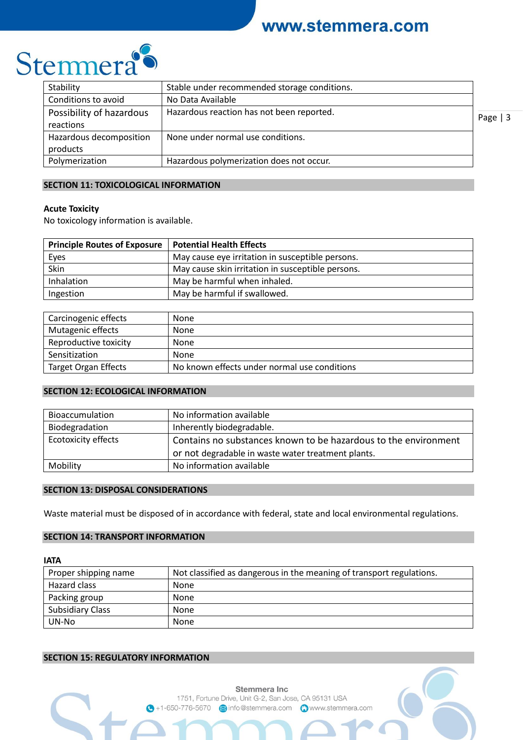| Stability | Stable under recommended storage conditions. |
|---|---|
| Conditions to avoid | No Data Available |
| Possibility of hazardous reactions | Hazardous reaction has not been reported. |
| Hazardous decomposition products | None under normal use conditions. |
| Polymerization | Hazardous polymerization does not occur. |

## SECTION 11: TOXICOLOGICAL INFORMATION

**Acute Toxicity**

No toxicology information is available.

| Principle Routes of Exposure | Potential Health Effects |
|---|---|
| Eyes | May cause eye irritation in susceptible persons. |
| Skin | May cause skin irritation in susceptible persons. |
| Inhalation | May be harmful when inhaled. |
| Ingestion | May be harmful if swallowed. |

| Carcinogenic effects | None |
|---|---|
| Mutagenic effects | None |
| Reproductive toxicity | None |
| Sensitization | None |
| Target Organ Effects | No known effects under normal use conditions |

## SECTION 12: ECOLOGICAL INFORMATION

| Bioaccumulation | No information available |
|---|---|
| Biodegradation | Inherently biodegradable. |
| Ecotoxicity effects | Contains no substances known to be hazardous to the environment or not degradable in waste water treatment plants. |
| Mobility | No information available |

## SECTION 13: DISPOSAL CONSIDERATIONS

Waste material must be disposed of in accordance with federal, state and local environmental regulations.

## SECTION 14: TRANSPORT INFORMATION

**IATA**

| Proper shipping name | Not classified as dangerous in the meaning of transport regulations. |
|---|---|
| Hazard class | None |
| Packing group | None |
| Subsidiary Class | None |
| UN-No | None |

## SECTION 15: REGULATORY INFORMATION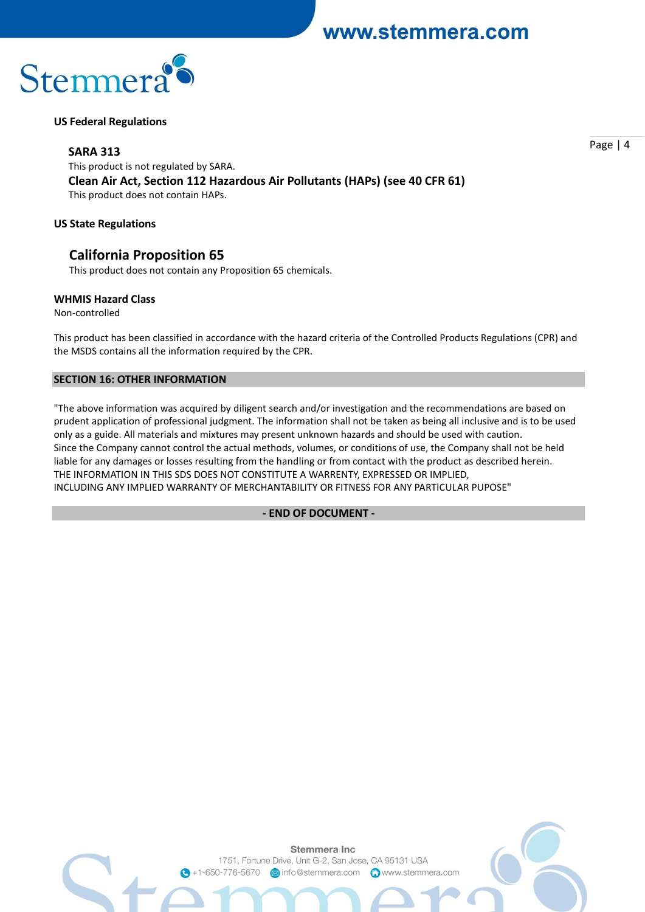**US Federal Regulations**

**SARA 313**

This product is not regulated by SARA.

**Clean Air Act, Section 112 Hazardous Air Pollutants (HAPs) (see 40 CFR 61)**

This product does not contain HAPs.

**US State Regulations**

**California Proposition 65**

This product does not contain any Proposition 65 chemicals.

**WHMIS Hazard Class**

Non-controlled

This product has been classified in accordance with the hazard criteria of the Controlled Products Regulations (CPR) and the MSDS contains all the information required by the CPR.

## SECTION 16: OTHER INFORMATION

"The above information was acquired by diligent search and/or investigation and the recommendations are based on prudent application of professional judgment. The information shall not be taken as being all inclusive and is to be used only as a guide. All materials and mixtures may present unknown hazards and should be used with caution.
Since the Company cannot control the actual methods, volumes, or conditions of use, the Company shall not be held liable for any damages or losses resulting from the handling or from contact with the product as described herein.
THE INFORMATION IN THIS SDS DOES NOT CONSTITUTE A WARRENTY, EXPRESSED OR IMPLIED,
INCLUDING ANY IMPLIED WARRANTY OF MERCHANTABILITY OR FITNESS FOR ANY PARTICULAR PUPOSE"

**- END OF DOCUMENT -**